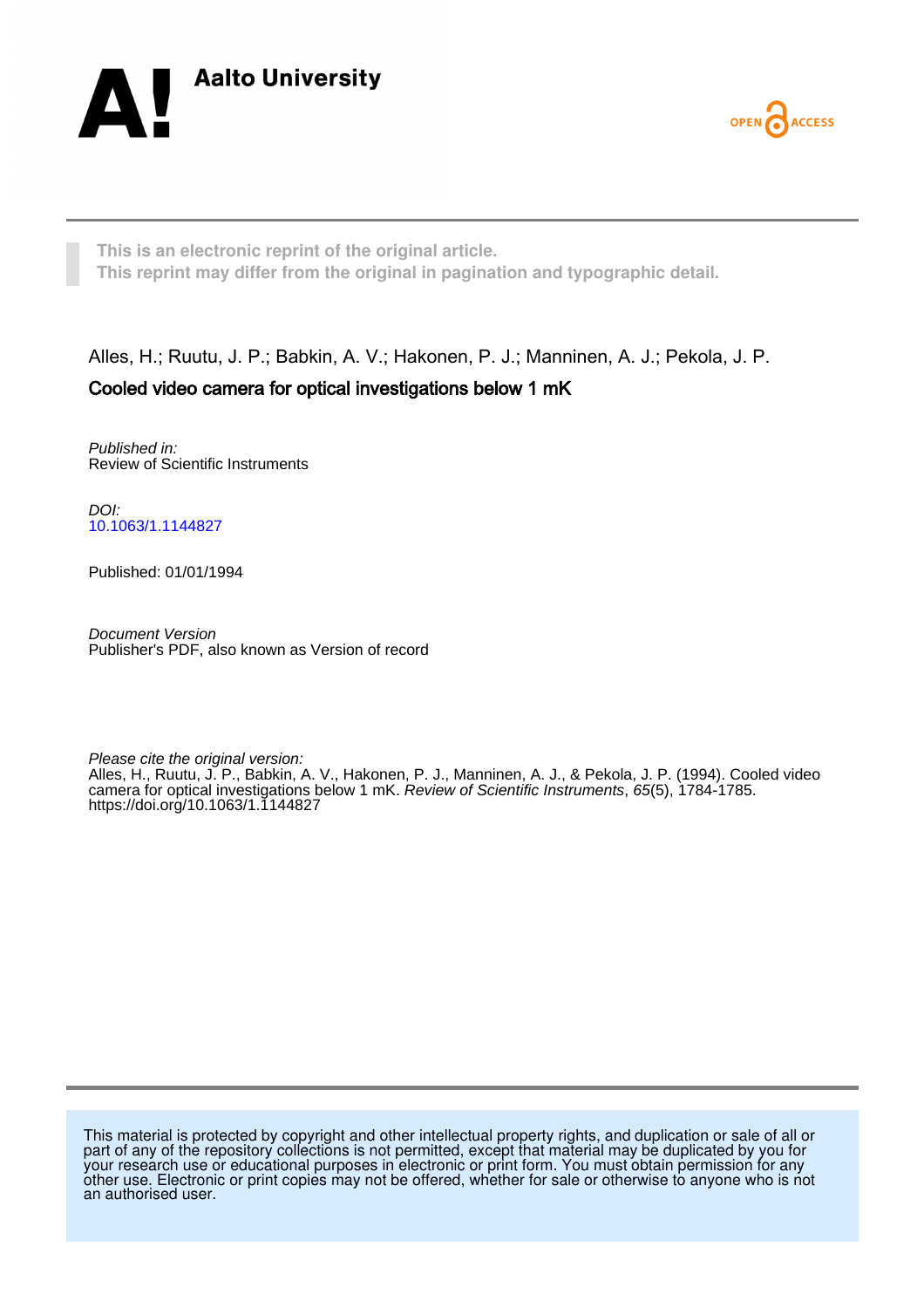Aalto University

OPEN ACCESS

This is an electronic reprint of the original article.
This reprint may differ from the original in pagination and typographic detail.

Alles, H.; Ruutu, J. P.; Babkin, A. V.; Hakonen, P. J.; Manninen, A. J.; Pekola, J. P.

# Cooled video camera for optical investigations below 1 mK

*Published in:*
Review of Scientific Instruments

*DOI:*
10.1063/1.1144827

Published: 01/01/1994

*Document Version*
Publisher's PDF, also known as Version of record

*Please cite the original version:*
Alles, H., Ruutu, J. P., Babkin, A. V., Hakonen, P. J., Manninen, A. J., & Pekola, J. P. (1994). Cooled video camera for optical investigations below 1 mK. *Review of Scientific Instruments*, *65*(5), 1784-1785. https://doi.org/10.1063/1.1144827

This material is protected by copyright and other intellectual property rights, and duplication or sale of all or part of any of the repository collections is not permitted, except that material may be duplicated by you for your research use or educational purposes in electronic or print form. You must obtain permission for any other use. Electronic or print copies may not be offered, whether for sale or otherwise to anyone who is not an authorised user.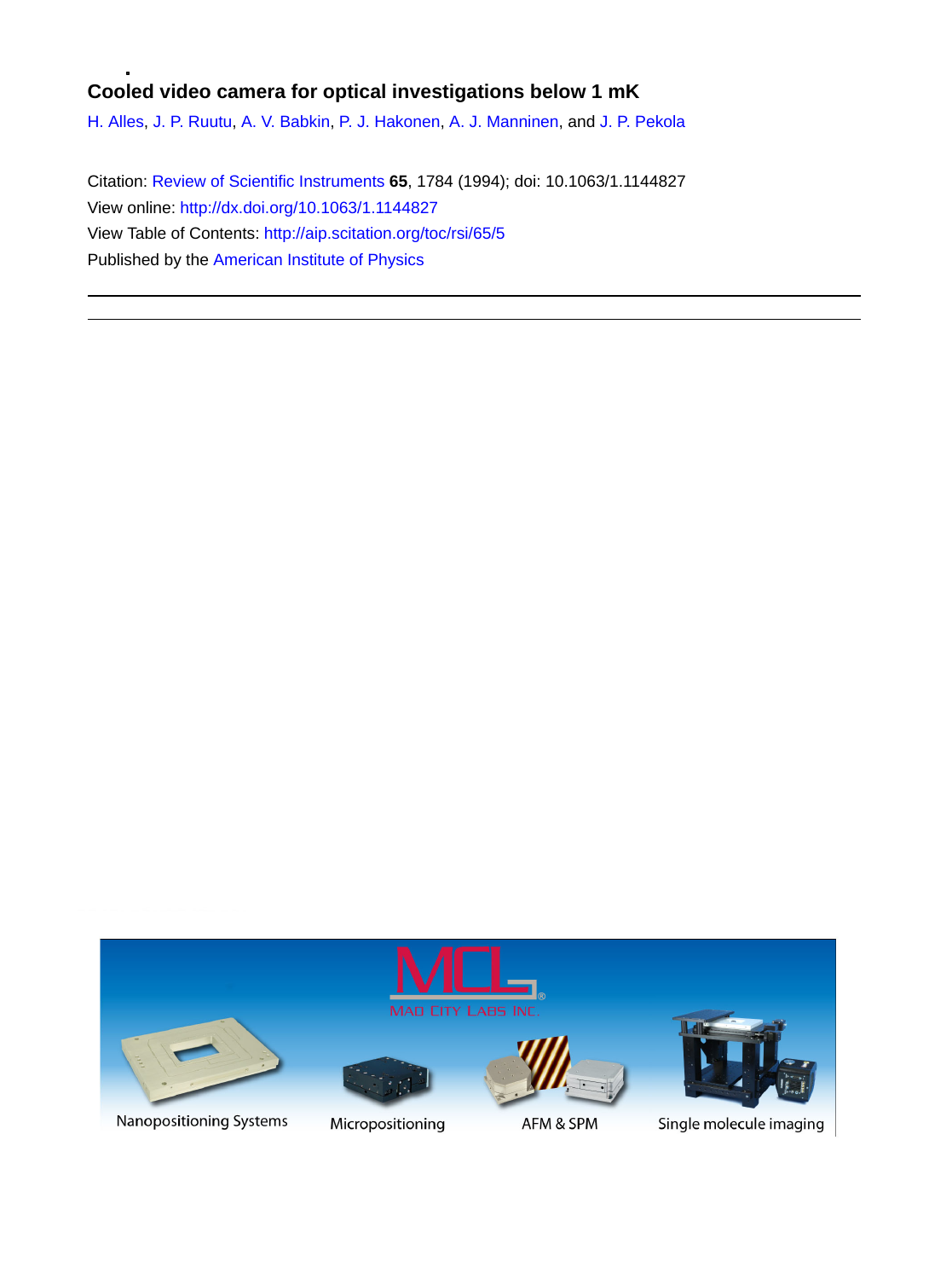# Cooled video camera for optical investigations below 1 mK

H. Alles, J. P. Ruutu, A. V. Babkin, P. J. Hakonen, A. J. Manninen, and J. P. Pekola

Citation: Review of Scientific Instruments **65**, 1784 (1994); doi: 10.1063/1.1144827

View online: http://dx.doi.org/10.1063/1.1144827

View Table of Contents: http://aip.scitation.org/toc/rsi/65/5

Published by the American Institute of Physics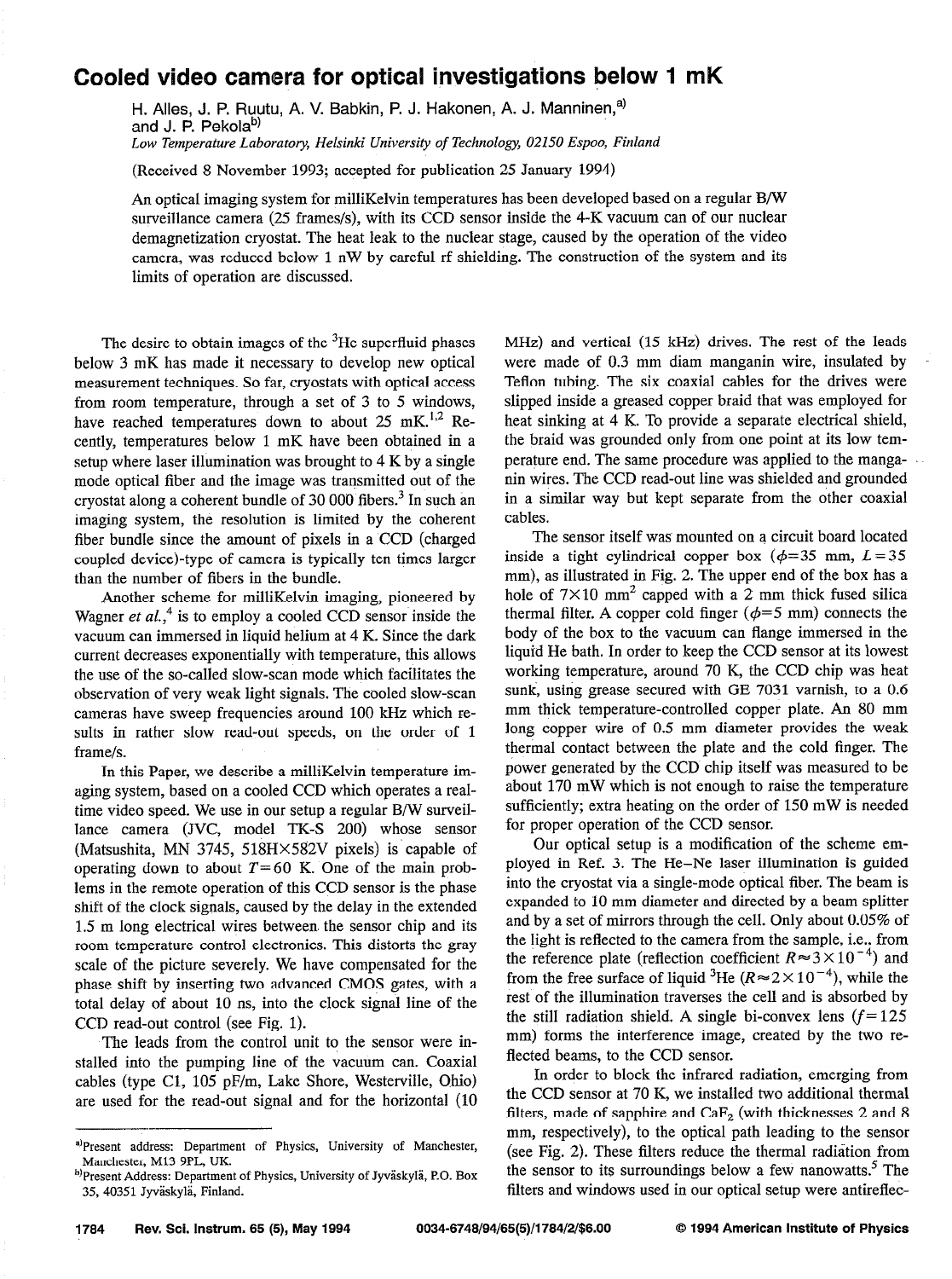# Cooled video camera for optical investigations below 1 mK

H. Alles, J. P. Ruutu, A. V. Babkin, P. J. Hakonen, A. J. Manninen,[a] and J. P. Pekola[b]

*Low Temperature Laboratory, Helsinki University of Technology, 02150 Espoo, Finland*

(Received 8 November 1993; accepted for publication 25 January 1994)

An optical imaging system for milliKelvin temperatures has been developed based on a regular B/W surveillance camera (25 frames/s), with its CCD sensor inside the 4-K vacuum can of our nuclear demagnetization cryostat. The heat leak to the nuclear stage, caused by the operation of the video camera, was reduced below 1 nW by careful rf shielding. The construction of the system and its limits of operation are discussed.

The desire to obtain images of the $^3$He superfluid phases below 3 mK has made it necessary to develop new optical measurement techniques. So far, cryostats with optical access from room temperature, through a set of 3 to 5 windows, have reached temperatures down to about 25 mK.[1,2] Recently, temperatures below 1 mK have been obtained in a setup where laser illumination was brought to 4 K by a single mode optical fiber and the image was transmitted out of the cryostat along a coherent bundle of 30 000 fibers.[3] In such an imaging system, the resolution is limited by the coherent fiber bundle since the amount of pixels in a CCD (charged coupled device)-type of camera is typically ten times larger than the number of fibers in the bundle.

Another scheme for milliKelvin imaging, pioneered by Wagner *et al.*,[4] is to employ a cooled CCD sensor inside the vacuum can immersed in liquid helium at 4 K. Since the dark current decreases exponentially with temperature, this allows the use of the so-called slow-scan mode which facilitates the observation of very weak light signals. The cooled slow-scan cameras have sweep frequencies around 100 kHz which results in rather slow read-out speeds, on the order of 1 frame/s.

In this Paper, we describe a milliKelvin temperature imaging system, based on a cooled CCD which operates a real-time video speed. We use in our setup a regular B/W surveillance camera (JVC, model TK-S 200) whose sensor (Matsushita, MN 3745, 518H×582V pixels) is capable of operating down to about $T=60$ K. One of the main problems in the remote operation of this CCD sensor is the phase shift of the clock signals, caused by the delay in the extended 1.5 m long electrical wires between the sensor chip and its room temperature control electronics. This distorts the gray scale of the picture severely. We have compensated for the phase shift by inserting two advanced CMOS gates, with a total delay of about 10 ns, into the clock signal line of the CCD read-out control (see Fig. 1).

The leads from the control unit to the sensor were installed into the pumping line of the vacuum can. Coaxial cables (type C1, 105 pF/m, Lake Shore, Westerville, Ohio) are used for the read-out signal and for the horizontal (10 MHz) and vertical (15 kHz) drives. The rest of the leads were made of 0.3 mm diam manganin wire, insulated by Teflon tubing. The six coaxial cables for the drives were slipped inside a greased copper braid that was employed for heat sinking at 4 K. To provide a separate electrical shield, the braid was grounded only from one point at its low temperature end. The same procedure was applied to the manganin wires. The CCD read-out line was shielded and grounded in a similar way but kept separate from the other coaxial cables.

The sensor itself was mounted on a circuit board located inside a tight cylindrical copper box ($\phi$=35 mm, $L$=35 mm), as illustrated in Fig. 2. The upper end of the box has a hole of 7×10 mm$^2$ capped with a 2 mm thick fused silica thermal filter. A copper cold finger ($\phi$=5 mm) connects the body of the box to the vacuum can flange immersed in the liquid He bath. In order to keep the CCD sensor at its lowest working temperature, around 70 K, the CCD chip was heat sunk, using grease secured with GE 7031 varnish, to a 0.6 mm thick temperature-controlled copper plate. An 80 mm long copper wire of 0.5 mm diameter provides the weak thermal contact between the plate and the cold finger. The power generated by the CCD chip itself was measured to be about 170 mW which is not enough to raise the temperature sufficiently; extra heating on the order of 150 mW is needed for proper operation of the CCD sensor.

Our optical setup is a modification of the scheme employed in Ref. 3. The He–Ne laser illumination is guided into the cryostat via a single-mode optical fiber. The beam is expanded to 10 mm diameter and directed by a beam splitter and by a set of mirrors through the cell. Only about 0.05% of the light is reflected to the camera from the sample, i.e., from the reference plate (reflection coefficient $R \approx 3\times10^{-4}$) and from the free surface of liquid $^3$He ($R \approx 2\times10^{-4}$), while the rest of the illumination traverses the cell and is absorbed by the still radiation shield. A single bi-convex lens ($f$=125 mm) forms the interference image, created by the two reflected beams, to the CCD sensor.

In order to block the infrared radiation, emerging from the CCD sensor at 70 K, we installed two additional thermal filters, made of sapphire and $CaF_2$ (with thicknesses 2 and 8 mm, respectively), to the optical path leading to the sensor (see Fig. 2). These filters reduce the thermal radiation from the sensor to its surroundings below a few nanowatts.[5] The filters and windows used in our optical setup were antireflec-

[a] Present address: Department of Physics, University of Manchester, Manchester, M13 9PL, UK.

[b] Present Address: Department of Physics, University of Jyväskylä, P.O. Box 35, 40351 Jyväskylä, Finland.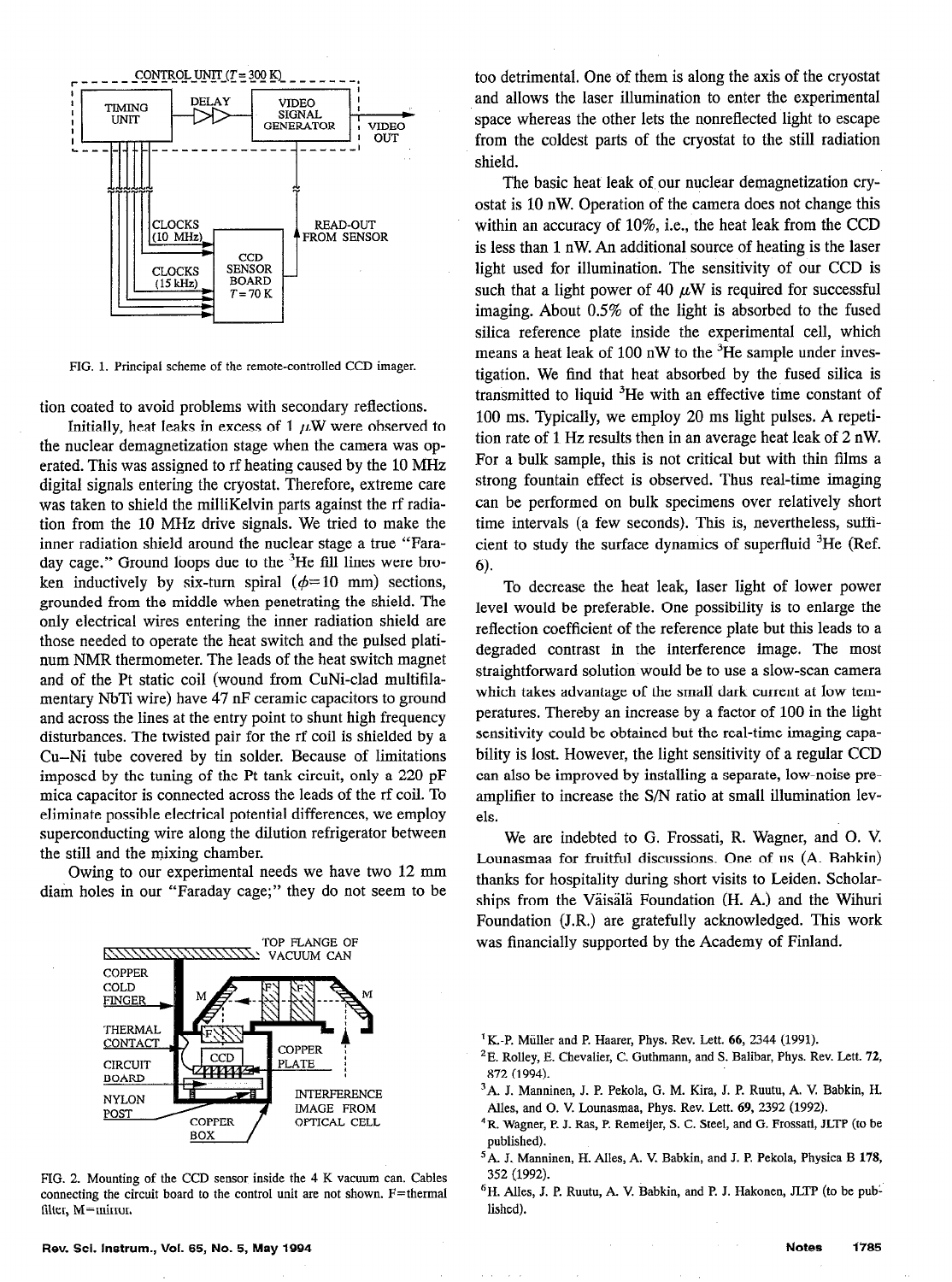CONTROL UNIT ($T = 300$ K)

TIMING UNIT

DELAY

VIDEO SIGNAL GENERATOR

VIDEO OUT

CLOCKS (10 MHz)

CLOCKS (15 kHz)

CCD SENSOR BOARD $T = 70$ K

READ-OUT FROM SENSOR

FIG. 1. Principal scheme of the remote-controlled CCD imager.

tion coated to avoid problems with secondary reflections.

Initially, heat leaks in excess of 1 $\mu$W were observed to the nuclear demagnetization stage when the camera was operated. This was assigned to rf heating caused by the 10 MHz digital signals entering the cryostat. Therefore, extreme care was taken to shield the milliKelvin parts against the rf radiation from the 10 MHz drive signals. We tried to make the inner radiation shield around the nuclear stage a true "Faraday cage." Ground loops due to the $^3$He fill lines were broken inductively by six-turn spiral ($\phi = 10$ mm) sections, grounded from the middle when penetrating the shield. The only electrical wires entering the inner radiation shield are those needed to operate the heat switch and the pulsed platinum NMR thermometer. The leads of the heat switch magnet and of the Pt static coil (wound from CuNi-clad multifilamentary NbTi wire) have 47 nF ceramic capacitors to ground and across the lines at the entry point to shunt high frequency disturbances. The twisted pair for the rf coil is shielded by a Cu–Ni tube covered by tin solder. Because of limitations imposed by the tuning of the Pt tank circuit, only a 220 pF mica capacitor is connected across the leads of the rf coil. To eliminate possible electrical potential differences, we employ superconducting wire along the dilution refrigerator between the still and the mixing chamber.

Owing to our experimental needs we have two 12 mm diam holes in our "Faraday cage;" they do not seem to be too detrimental. One of them is along the axis of the cryostat and allows the laser illumination to enter the experimental space whereas the other lets the nonreflected light to escape from the coldest parts of the cryostat to the still radiation shield.

TOP FLANGE OF VACUUM CAN

COPPER COLD FINGER

THERMAL CONTACT

CIRCUIT BOARD

NYLON POST

COPPER BOX

CCD

COPPER PLATE

INTERFERENCE IMAGE FROM OPTICAL CELL

M F F M F

FIG. 2. Mounting of the CCD sensor inside the 4 K vacuum can. Cables connecting the circuit board to the control unit are not shown. F=thermal filter, M=mirror.

The basic heat leak of our nuclear demagnetization cryostat is 10 nW. Operation of the camera does not change this within an accuracy of 10%, i.e., the heat leak from the CCD is less than 1 nW. An additional source of heating is the laser light used for illumination. The sensitivity of our CCD is such that a light power of 40 $\mu$W is required for successful imaging. About 0.5% of the light is absorbed to the fused silica reference plate inside the experimental cell, which means a heat leak of 100 nW to the $^3$He sample under investigation. We find that heat absorbed by the fused silica is transmitted to liquid $^3$He with an effective time constant of 100 ms. Typically, we employ 20 ms light pulses. A repetition rate of 1 Hz results then in an average heat leak of 2 nW. For a bulk sample, this is not critical but with thin films a strong fountain effect is observed. Thus real-time imaging can be performed on bulk specimens over relatively short time intervals (a few seconds). This is, nevertheless, sufficient to study the surface dynamics of superfluid $^3$He (Ref. 6).

To decrease the heat leak, laser light of lower power level would be preferable. One possibility is to enlarge the reflection coefficient of the reference plate but this leads to a degraded contrast in the interference image. The most straightforward solution would be to use a slow-scan camera which takes advantage of the small dark current at low temperatures. Thereby an increase by a factor of 100 in the light sensitivity could be obtained but the real-time imaging capability is lost. However, the light sensitivity of a regular CCD can also be improved by installing a separate, low-noise preamplifier to increase the S/N ratio at small illumination levels.

We are indebted to G. Frossati, R. Wagner, and O. V. Lounasmaa for fruitful discussions. One of us (A. Babkin) thanks for hospitality during short visits to Leiden. Scholarships from the Väisälä Foundation (H. A.) and the Wihuri Foundation (J.R.) are gratefully acknowledged. This work was financially supported by the Academy of Finland.

[1] K.-P. Müller and P. Haarer, Phys. Rev. Lett. **66**, 2344 (1991).

[2] E. Rolley, E. Chevalier, C. Guthmann, and S. Balibar, Phys. Rev. Lett. **72**, 872 (1994).

[3] A. J. Manninen, J. P. Pekola, G. M. Kira, J. P. Ruutu, A. V. Babkin, H. Alles, and O. V. Lounasmaa, Phys. Rev. Lett. **69**, 2392 (1992).

[4] R. Wagner, P. J. Ras, P. Remeijer, S. C. Steel, and G. Frossati, JLTP (to be published).

[5] A. J. Manninen, H. Alles, A. V. Babkin, and J. P. Pekola, Physica B **178**, 352 (1992).

[6] H. Alles, J. P. Ruutu, A. V. Babkin, and P. J. Hakonen, JLTP (to be published).